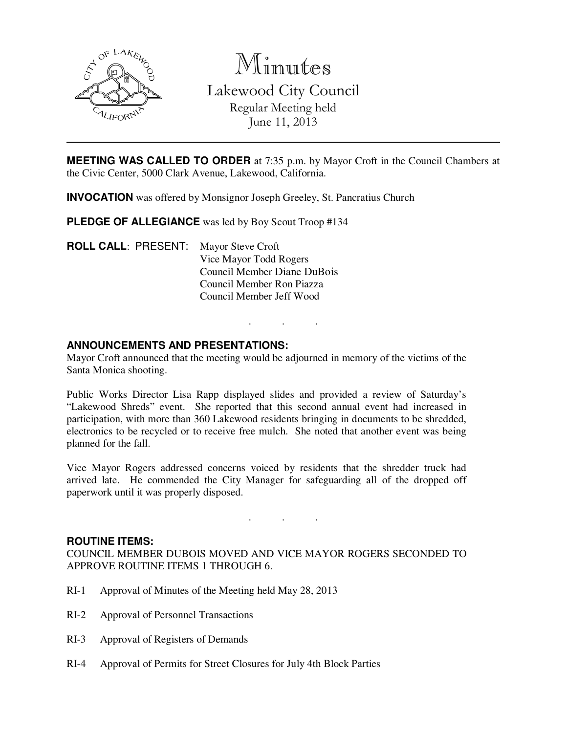# Minutes

## Lakewood City Council

Regular Meeting held
June 11, 2013

---

**MEETING WAS CALLED TO ORDER** at 7:35 p.m. by Mayor Croft in the Council Chambers at the Civic Center, 5000 Clark Avenue, Lakewood, California.

**INVOCATION** was offered by Monsignor Joseph Greeley, St. Pancratius Church

**PLEDGE OF ALLEGIANCE** was led by Boy Scout Troop #134

**ROLL CALL**: PRESENT:
Mayor Steve Croft
Vice Mayor Todd Rogers
Council Member Diane DuBois
Council Member Ron Piazza
Council Member Jeff Wood

. . .

**ANNOUNCEMENTS AND PRESENTATIONS:**

Mayor Croft announced that the meeting would be adjourned in memory of the victims of the Santa Monica shooting.

Public Works Director Lisa Rapp displayed slides and provided a review of Saturday's "Lakewood Shreds" event. She reported that this second annual event had increased in participation, with more than 360 Lakewood residents bringing in documents to be shredded, electronics to be recycled or to receive free mulch. She noted that another event was being planned for the fall.

Vice Mayor Rogers addressed concerns voiced by residents that the shredder truck had arrived late. He commended the City Manager for safeguarding all of the dropped off paperwork until it was properly disposed.

. . .

**ROUTINE ITEMS:**

COUNCIL MEMBER DUBOIS MOVED AND VICE MAYOR ROGERS SECONDED TO APPROVE ROUTINE ITEMS 1 THROUGH 6.

RI-1 Approval of Minutes of the Meeting held May 28, 2013

RI-2 Approval of Personnel Transactions

RI-3 Approval of Registers of Demands

RI-4 Approval of Permits for Street Closures for July 4th Block Parties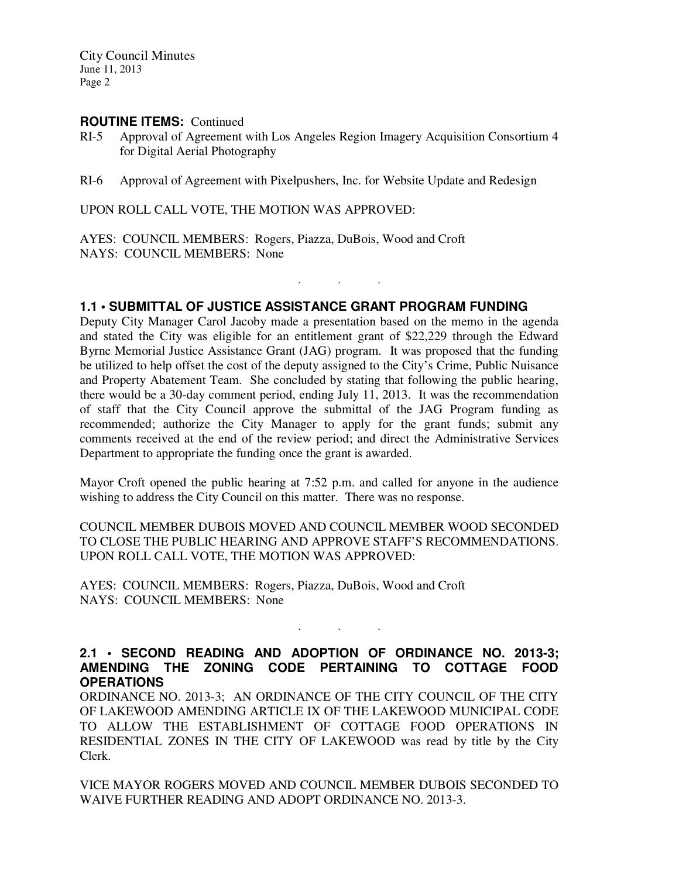**ROUTINE ITEMS:** Continued

RI-5 Approval of Agreement with Los Angeles Region Imagery Acquisition Consortium 4 for Digital Aerial Photography

RI-6 Approval of Agreement with Pixelpushers, Inc. for Website Update and Redesign

UPON ROLL CALL VOTE, THE MOTION WAS APPROVED:

AYES: COUNCIL MEMBERS: Rogers, Piazza, DuBois, Wood and Croft
NAYS: COUNCIL MEMBERS: None

. . .

### 1.1 • SUBMITTAL OF JUSTICE ASSISTANCE GRANT PROGRAM FUNDING

Deputy City Manager Carol Jacoby made a presentation based on the memo in the agenda and stated the City was eligible for an entitlement grant of $22,229 through the Edward Byrne Memorial Justice Assistance Grant (JAG) program. It was proposed that the funding be utilized to help offset the cost of the deputy assigned to the City's Crime, Public Nuisance and Property Abatement Team. She concluded by stating that following the public hearing, there would be a 30-day comment period, ending July 11, 2013. It was the recommendation of staff that the City Council approve the submittal of the JAG Program funding as recommended; authorize the City Manager to apply for the grant funds; submit any comments received at the end of the review period; and direct the Administrative Services Department to appropriate the funding once the grant is awarded.

Mayor Croft opened the public hearing at 7:52 p.m. and called for anyone in the audience wishing to address the City Council on this matter. There was no response.

COUNCIL MEMBER DUBOIS MOVED AND COUNCIL MEMBER WOOD SECONDED TO CLOSE THE PUBLIC HEARING AND APPROVE STAFF'S RECOMMENDATIONS. UPON ROLL CALL VOTE, THE MOTION WAS APPROVED:

AYES: COUNCIL MEMBERS: Rogers, Piazza, DuBois, Wood and Croft
NAYS: COUNCIL MEMBERS: None

. . .

### 2.1 • SECOND READING AND ADOPTION OF ORDINANCE NO. 2013-3; AMENDING THE ZONING CODE PERTAINING TO COTTAGE FOOD OPERATIONS

ORDINANCE NO. 2013-3; AN ORDINANCE OF THE CITY COUNCIL OF THE CITY OF LAKEWOOD AMENDING ARTICLE IX OF THE LAKEWOOD MUNICIPAL CODE TO ALLOW THE ESTABLISHMENT OF COTTAGE FOOD OPERATIONS IN RESIDENTIAL ZONES IN THE CITY OF LAKEWOOD was read by title by the City Clerk.

VICE MAYOR ROGERS MOVED AND COUNCIL MEMBER DUBOIS SECONDED TO WAIVE FURTHER READING AND ADOPT ORDINANCE NO. 2013-3.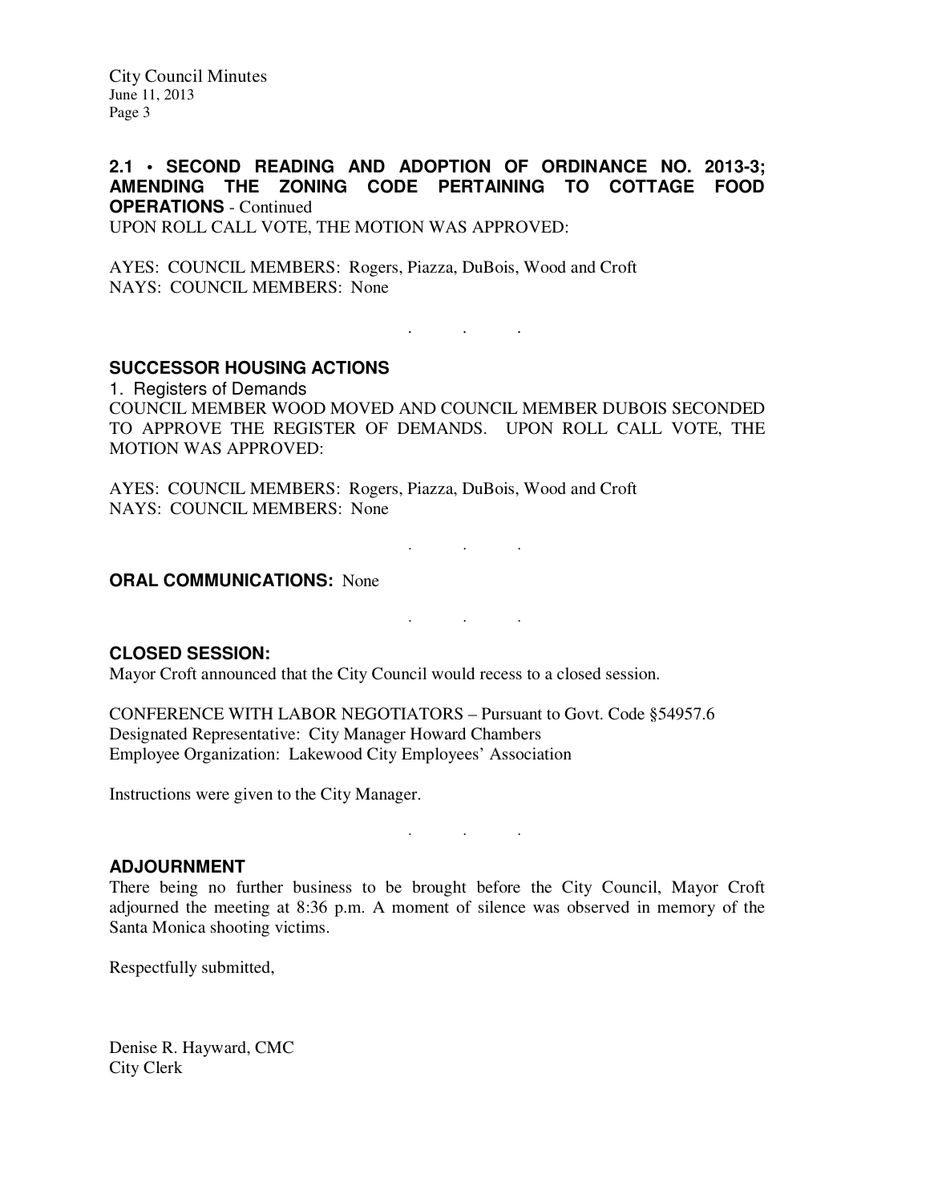**2.1 • SECOND READING AND ADOPTION OF ORDINANCE NO. 2013-3; AMENDING THE ZONING CODE PERTAINING TO COTTAGE FOOD OPERATIONS** - Continued

UPON ROLL CALL VOTE, THE MOTION WAS APPROVED:

AYES: COUNCIL MEMBERS: Rogers, Piazza, DuBois, Wood and Croft
NAYS: COUNCIL MEMBERS: None

. . .

**SUCCESSOR HOUSING ACTIONS**

1. Registers of Demands

COUNCIL MEMBER WOOD MOVED AND COUNCIL MEMBER DUBOIS SECONDED TO APPROVE THE REGISTER OF DEMANDS. UPON ROLL CALL VOTE, THE MOTION WAS APPROVED:

AYES: COUNCIL MEMBERS: Rogers, Piazza, DuBois, Wood and Croft
NAYS: COUNCIL MEMBERS: None

. . .

**ORAL COMMUNICATIONS:** None

. . .

**CLOSED SESSION:**

Mayor Croft announced that the City Council would recess to a closed session.

CONFERENCE WITH LABOR NEGOTIATORS – Pursuant to Govt. Code §54957.6
Designated Representative: City Manager Howard Chambers
Employee Organization: Lakewood City Employees' Association

Instructions were given to the City Manager.

. . .

**ADJOURNMENT**

There being no further business to be brought before the City Council, Mayor Croft adjourned the meeting at 8:36 p.m. A moment of silence was observed in memory of the Santa Monica shooting victims.

Respectfully submitted,

Denise R. Hayward, CMC
City Clerk